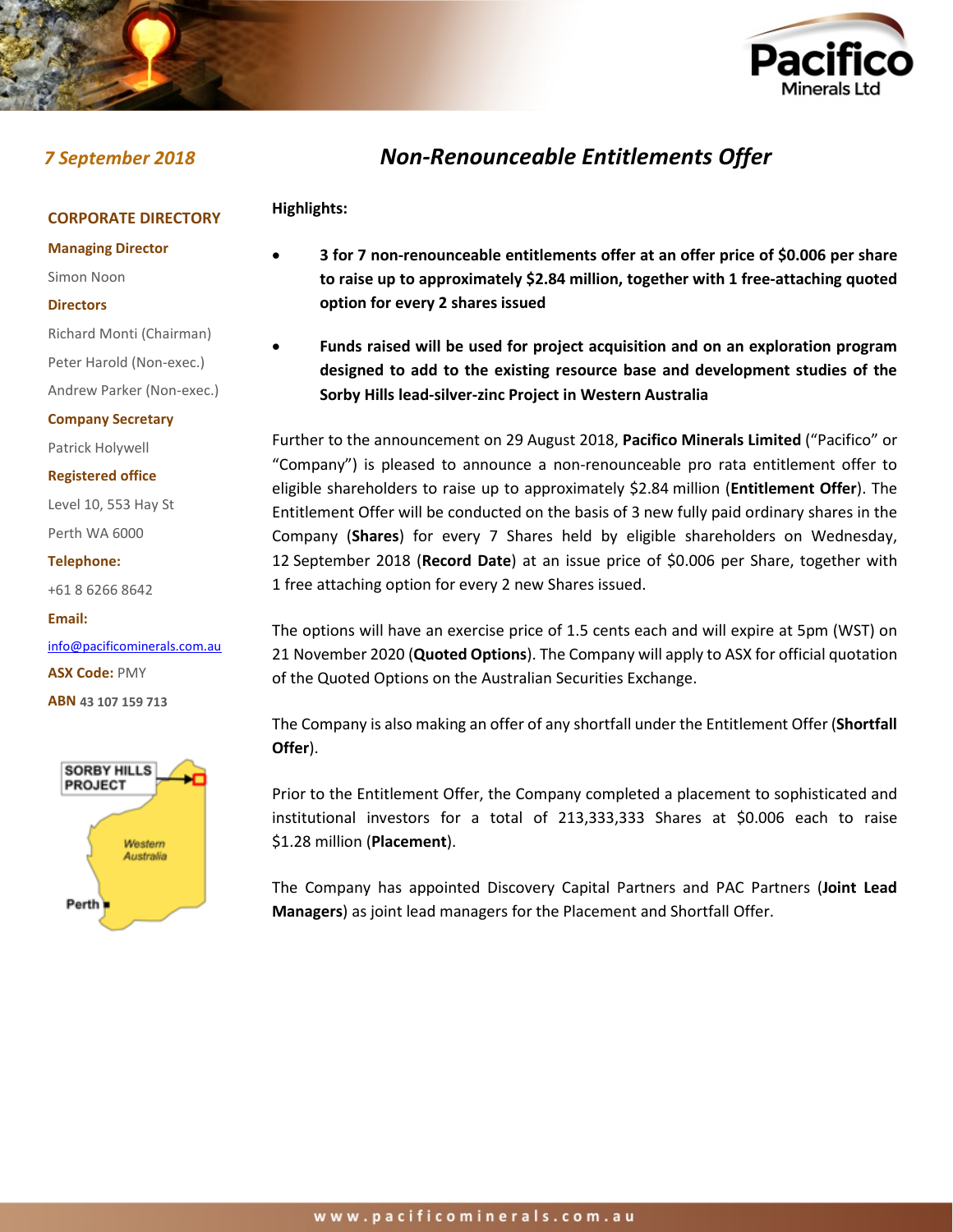*7 September 2018*

# *Non-Renounceable Entitlements Offer*

**CORPORATE DIRECTORY**

**Managing Director**

Simon Noon

**Directors**

Richard Monti (Chairman)

Peter Harold (Non-exec.)

Andrew Parker (Non-exec.)

**Company Secretary**

Patrick Holywell

**Registered office**

Level 10, 553 Hay St

Perth WA 6000

**Telephone:**

+61 8 6266 8642

**Email:**

info@pacificominerals.com.au

**ASX Code:** PMY

**ABN** 43 107 159 713

SORBY HILLS PROJECT

Western Australia

Perth

**Highlights:**

- **3 for 7 non-renounceable entitlements offer at an offer price of $0.006 per share to raise up to approximately $2.84 million, together with 1 free-attaching quoted option for every 2 shares issued**
- **Funds raised will be used for project acquisition and on an exploration program designed to add to the existing resource base and development studies of the Sorby Hills lead-silver-zinc Project in Western Australia**

Further to the announcement on 29 August 2018, **Pacifico Minerals Limited** ("Pacifico" or "Company") is pleased to announce a non-renounceable pro rata entitlement offer to eligible shareholders to raise up to approximately $2.84 million (**Entitlement Offer**). The Entitlement Offer will be conducted on the basis of 3 new fully paid ordinary shares in the Company (**Shares**) for every 7 Shares held by eligible shareholders on Wednesday, 12 September 2018 (**Record Date**) at an issue price of $0.006 per Share, together with 1 free attaching option for every 2 new Shares issued.

The options will have an exercise price of 1.5 cents each and will expire at 5pm (WST) on 21 November 2020 (**Quoted Options**). The Company will apply to ASX for official quotation of the Quoted Options on the Australian Securities Exchange.

The Company is also making an offer of any shortfall under the Entitlement Offer (**Shortfall Offer**).

Prior to the Entitlement Offer, the Company completed a placement to sophisticated and institutional investors for a total of 213,333,333 Shares at $0.006 each to raise $1.28 million (**Placement**).

The Company has appointed Discovery Capital Partners and PAC Partners (**Joint Lead Managers**) as joint lead managers for the Placement and Shortfall Offer.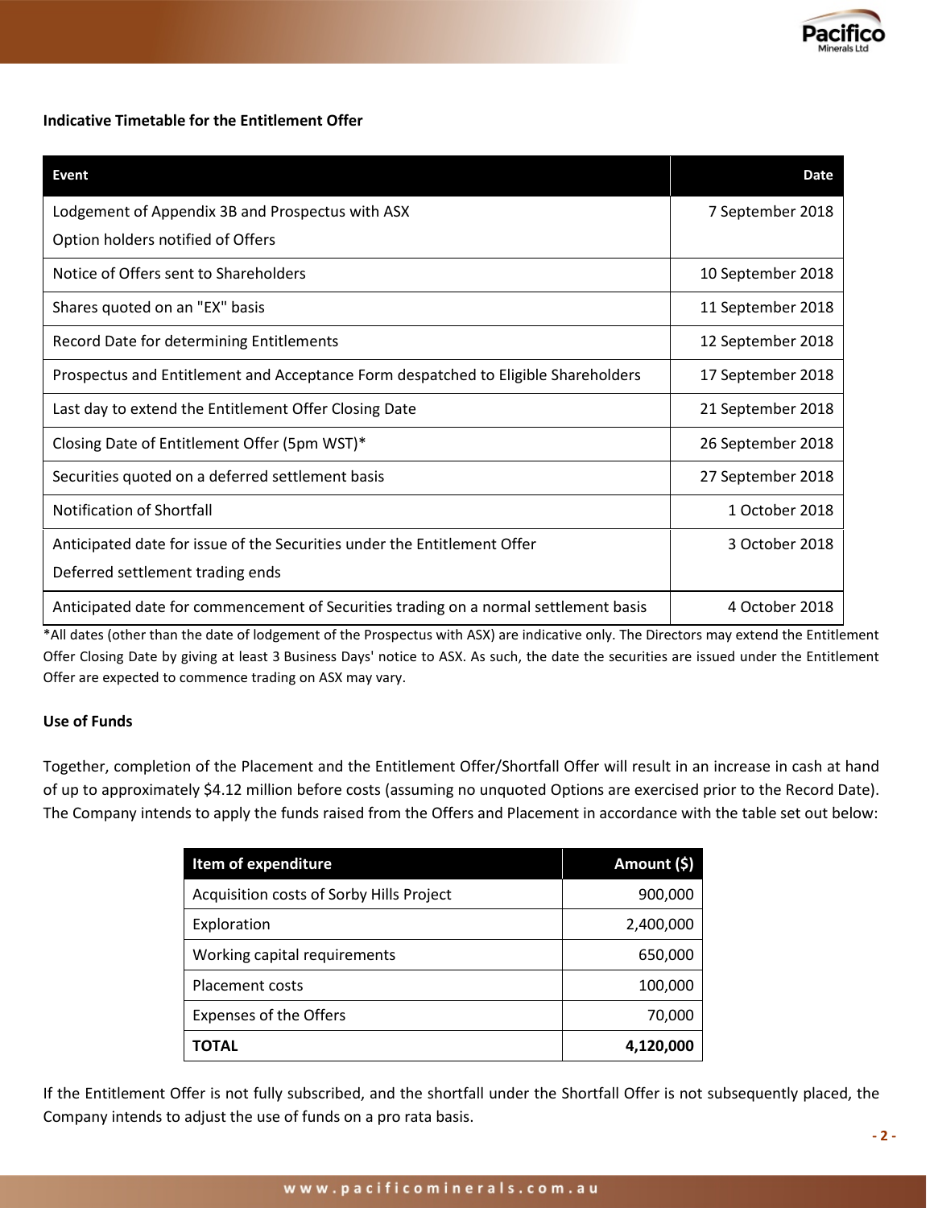**Indicative Timetable for the Entitlement Offer**

| Event | Date |
|---|---:|
| Lodgement of Appendix 3B and Prospectus with ASX<br>Option holders notified of Offers | 7 September 2018 |
| Notice of Offers sent to Shareholders | 10 September 2018 |
| Shares quoted on an "EX" basis | 11 September 2018 |
| Record Date for determining Entitlements | 12 September 2018 |
| Prospectus and Entitlement and Acceptance Form despatched to Eligible Shareholders | 17 September 2018 |
| Last day to extend the Entitlement Offer Closing Date | 21 September 2018 |
| Closing Date of Entitlement Offer (5pm WST)* | 26 September 2018 |
| Securities quoted on a deferred settlement basis | 27 September 2018 |
| Notification of Shortfall | 1 October 2018 |
| Anticipated date for issue of the Securities under the Entitlement Offer<br>Deferred settlement trading ends | 3 October 2018 |
| Anticipated date for commencement of Securities trading on a normal settlement basis | 4 October 2018 |

*All dates (other than the date of lodgement of the Prospectus with ASX) are indicative only. The Directors may extend the Entitlement Offer Closing Date by giving at least 3 Business Days' notice to ASX. As such, the date the securities are issued under the Entitlement Offer are expected to commence trading on ASX may vary.

**Use of Funds**

Together, completion of the Placement and the Entitlement Offer/Shortfall Offer will result in an increase in cash at hand of up to approximately $4.12 million before costs (assuming no unquoted Options are exercised prior to the Record Date). The Company intends to apply the funds raised from the Offers and Placement in accordance with the table set out below:

| Item of expenditure | Amount ($) |
|---|---:|
| Acquisition costs of Sorby Hills Project | 900,000 |
| Exploration | 2,400,000 |
| Working capital requirements | 650,000 |
| Placement costs | 100,000 |
| Expenses of the Offers | 70,000 |
| **TOTAL** | **4,120,000** |

If the Entitlement Offer is not fully subscribed, and the shortfall under the Shortfall Offer is not subsequently placed, the Company intends to adjust the use of funds on a pro rata basis.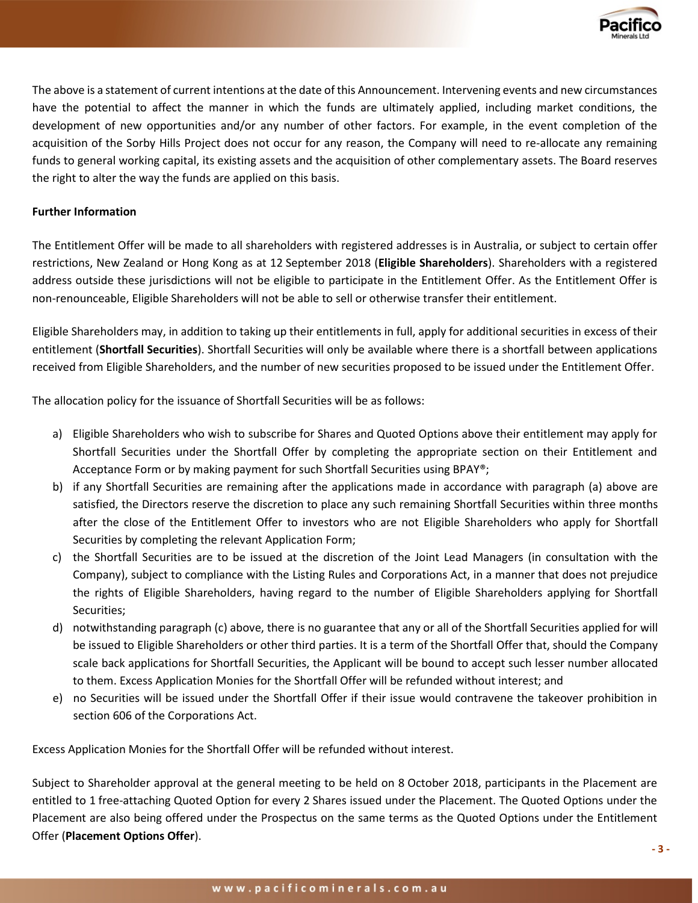The above is a statement of current intentions at the date of this Announcement. Intervening events and new circumstances have the potential to affect the manner in which the funds are ultimately applied, including market conditions, the development of new opportunities and/or any number of other factors. For example, in the event completion of the acquisition of the Sorby Hills Project does not occur for any reason, the Company will need to re-allocate any remaining funds to general working capital, its existing assets and the acquisition of other complementary assets. The Board reserves the right to alter the way the funds are applied on this basis.

**Further Information**

The Entitlement Offer will be made to all shareholders with registered addresses is in Australia, or subject to certain offer restrictions, New Zealand or Hong Kong as at 12 September 2018 (**Eligible Shareholders**). Shareholders with a registered address outside these jurisdictions will not be eligible to participate in the Entitlement Offer. As the Entitlement Offer is non-renounceable, Eligible Shareholders will not be able to sell or otherwise transfer their entitlement.

Eligible Shareholders may, in addition to taking up their entitlements in full, apply for additional securities in excess of their entitlement (**Shortfall Securities**). Shortfall Securities will only be available where there is a shortfall between applications received from Eligible Shareholders, and the number of new securities proposed to be issued under the Entitlement Offer.

The allocation policy for the issuance of Shortfall Securities will be as follows:

a) Eligible Shareholders who wish to subscribe for Shares and Quoted Options above their entitlement may apply for Shortfall Securities under the Shortfall Offer by completing the appropriate section on their Entitlement and Acceptance Form or by making payment for such Shortfall Securities using BPAY®;
b) if any Shortfall Securities are remaining after the applications made in accordance with paragraph (a) above are satisfied, the Directors reserve the discretion to place any such remaining Shortfall Securities within three months after the close of the Entitlement Offer to investors who are not Eligible Shareholders who apply for Shortfall Securities by completing the relevant Application Form;
c) the Shortfall Securities are to be issued at the discretion of the Joint Lead Managers (in consultation with the Company), subject to compliance with the Listing Rules and Corporations Act, in a manner that does not prejudice the rights of Eligible Shareholders, having regard to the number of Eligible Shareholders applying for Shortfall Securities;
d) notwithstanding paragraph (c) above, there is no guarantee that any or all of the Shortfall Securities applied for will be issued to Eligible Shareholders or other third parties. It is a term of the Shortfall Offer that, should the Company scale back applications for Shortfall Securities, the Applicant will be bound to accept such lesser number allocated to them. Excess Application Monies for the Shortfall Offer will be refunded without interest; and
e) no Securities will be issued under the Shortfall Offer if their issue would contravene the takeover prohibition in section 606 of the Corporations Act.

Excess Application Monies for the Shortfall Offer will be refunded without interest.

Subject to Shareholder approval at the general meeting to be held on 8 October 2018, participants in the Placement are entitled to 1 free-attaching Quoted Option for every 2 Shares issued under the Placement. The Quoted Options under the Placement are also being offered under the Prospectus on the same terms as the Quoted Options under the Entitlement Offer (**Placement Options Offer**).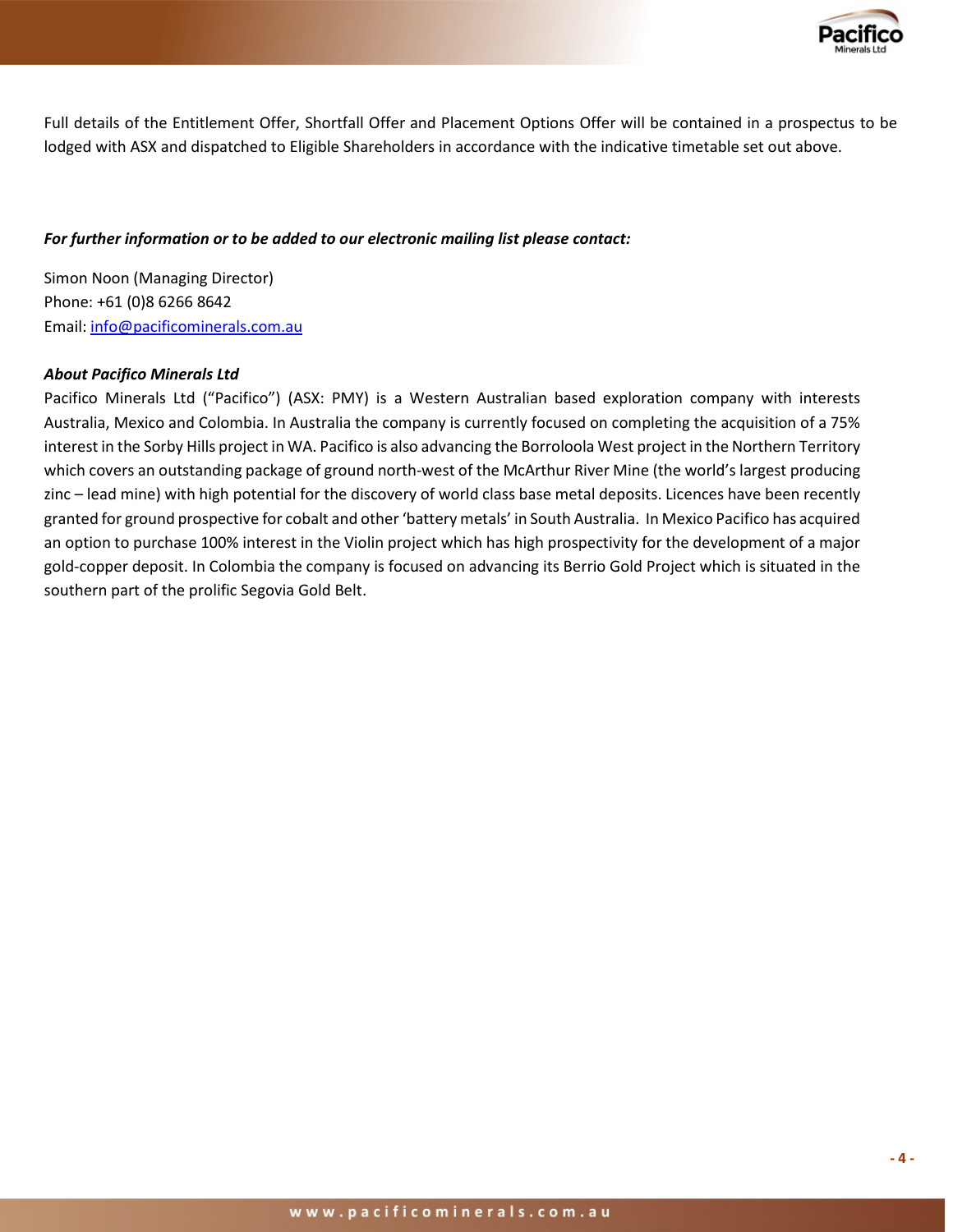Full details of the Entitlement Offer, Shortfall Offer and Placement Options Offer will be contained in a prospectus to be lodged with ASX and dispatched to Eligible Shareholders in accordance with the indicative timetable set out above.

***For further information or to be added to our electronic mailing list please contact:***

Simon Noon (Managing Director)
Phone: +61 (0)8 6266 8642
Email: info@pacificominerals.com.au

***About Pacifico Minerals Ltd***

Pacifico Minerals Ltd ("Pacifico") (ASX: PMY) is a Western Australian based exploration company with interests Australia, Mexico and Colombia. In Australia the company is currently focused on completing the acquisition of a 75% interest in the Sorby Hills project in WA. Pacifico is also advancing the Borroloola West project in the Northern Territory which covers an outstanding package of ground north-west of the McArthur River Mine (the world's largest producing zinc – lead mine) with high potential for the discovery of world class base metal deposits. Licences have been recently granted for ground prospective for cobalt and other 'battery metals' in South Australia. In Mexico Pacifico has acquired an option to purchase 100% interest in the Violin project which has high prospectivity for the development of a major gold-copper deposit. In Colombia the company is focused on advancing its Berrio Gold Project which is situated in the southern part of the prolific Segovia Gold Belt.